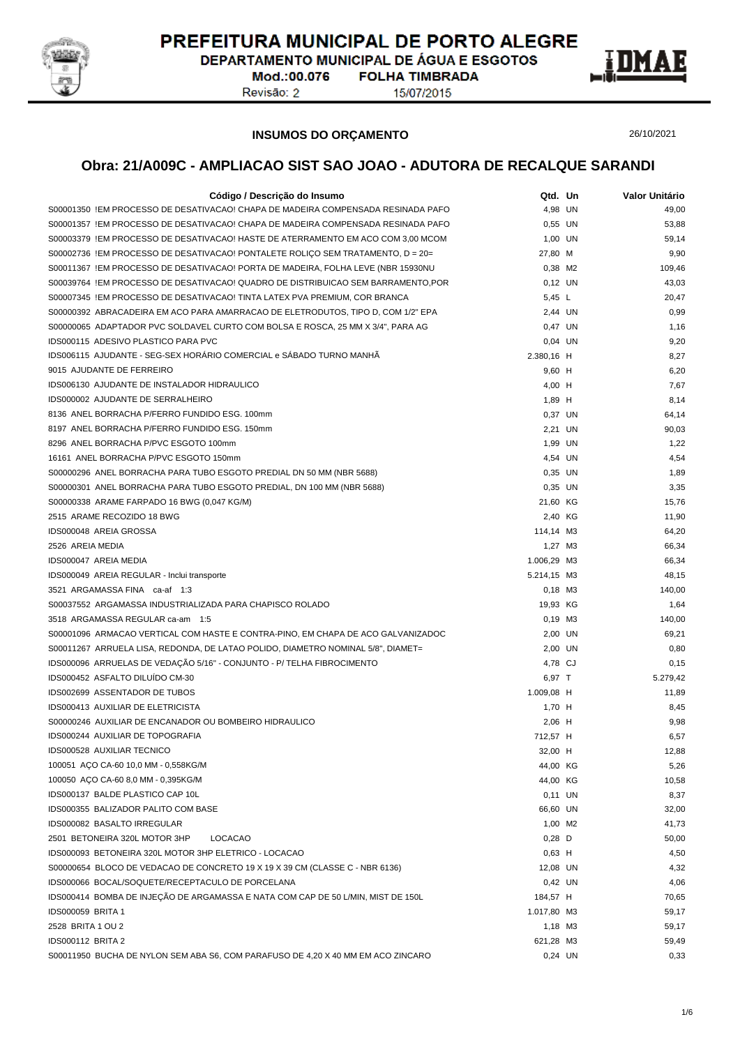# PREFEITURA MUNICIPAL DE PORTO ALEGRE

DEPARTAMENTO MUNICIPAL DE ÁGUA E ESGOTOS

Mod.:00.076 FOLHA TIMBRADA

Revisão: 2 15/07/2015

DMAE

**INSUMOS DO ORÇAMENTO**

26/10/2021

## Obra: 21/A009C - AMPLIACAO SIST SAO JOAO - ADUTORA DE RECALQUE SARANDI

| Código / Descrição do Insumo | Qtd. | Un | Valor Unitário |
|---|---|---|---|
| S00001350 !EM PROCESSO DE DESATIVACAO! CHAPA DE MADEIRA COMPENSADA RESINADA PAFO | 4,98 | UN | 49,00 |
| S00001357 !EM PROCESSO DE DESATIVACAO! CHAPA DE MADEIRA COMPENSADA RESINADA PAFO | 0,55 | UN | 53,88 |
| S00003379 !EM PROCESSO DE DESATIVACAO! HASTE DE ATERRAMENTO EM ACO COM 3,00 MCOM | 1,00 | UN | 59,14 |
| S00002736 !EM PROCESSO DE DESATIVACAO! PONTALETE ROLIÇO SEM TRATAMENTO, D = 20= | 27,80 | M | 9,90 |
| S00011367 !EM PROCESSO DE DESATIVACAO! PORTA DE MADEIRA, FOLHA LEVE (NBR 15930NU | 0,38 | M2 | 109,46 |
| S00039764 !EM PROCESSO DE DESATIVACAO! QUADRO DE DISTRIBUICAO SEM BARRAMENTO,POR | 0,12 | UN | 43,03 |
| S00007345 !EM PROCESSO DE DESATIVACAO! TINTA LATEX PVA PREMIUM, COR BRANCA | 5,45 | L | 20,47 |
| S00000392 ABRACADEIRA EM ACO PARA AMARRACAO DE ELETRODUTOS, TIPO D, COM 1/2" EPA | 2,44 | UN | 0,99 |
| S00000065 ADAPTADOR PVC SOLDAVEL CURTO COM BOLSA E ROSCA, 25 MM X 3/4", PARA AG | 0,47 | UN | 1,16 |
| IDS000115 ADESIVO PLASTICO PARA PVC | 0,04 | UN | 9,20 |
| IDS006115 AJUDANTE - SEG-SEX HORÁRIO COMERCIAL e SÁBADO TURNO MANHÃ | 2.380,16 | H | 8,27 |
| 9015 AJUDANTE DE FERREIRO | 9,60 | H | 6,20 |
| IDS006130 AJUDANTE DE INSTALADOR HIDRAULICO | 4,00 | H | 7,67 |
| IDS000002 AJUDANTE DE SERRALHEIRO | 1,89 | H | 8,14 |
| 8136 ANEL BORRACHA P/FERRO FUNDIDO ESG. 100mm | 0,37 | UN | 64,14 |
| 8197 ANEL BORRACHA P/FERRO FUNDIDO ESG. 150mm | 2,21 | UN | 90,03 |
| 8296 ANEL BORRACHA P/PVC ESGOTO 100mm | 1,99 | UN | 1,22 |
| 16161 ANEL BORRACHA P/PVC ESGOTO 150mm | 4,54 | UN | 4,54 |
| S00000296 ANEL BORRACHA PARA TUBO ESGOTO PREDIAL DN 50 MM (NBR 5688) | 0,35 | UN | 1,89 |
| S00000301 ANEL BORRACHA PARA TUBO ESGOTO PREDIAL, DN 100 MM (NBR 5688) | 0,35 | UN | 3,35 |
| S00000338 ARAME FARPADO 16 BWG (0,047 KG/M) | 21,60 | KG | 15,76 |
| 2515 ARAME RECOZIDO 18 BWG | 2,40 | KG | 11,90 |
| IDS000048 AREIA GROSSA | 114,14 | M3 | 64,20 |
| 2526 AREIA MEDIA | 1,27 | M3 | 66,34 |
| IDS000047 AREIA MEDIA | 1.006,29 | M3 | 66,34 |
| IDS000049 AREIA REGULAR - Inclui transporte | 5.214,15 | M3 | 48,15 |
| 3521 ARGAMASSA FINA ca-af 1:3 | 0,18 | M3 | 140,00 |
| S00037552 ARGAMASSA INDUSTRIALIZADA PARA CHAPISCO ROLADO | 19,93 | KG | 1,64 |
| 3518 ARGAMASSA REGULAR ca-am 1:5 | 0,19 | M3 | 140,00 |
| S00001096 ARMACAO VERTICAL COM HASTE E CONTRA-PINO, EM CHAPA DE ACO GALVANIZADOC | 2,00 | UN | 69,21 |
| S00011267 ARRUELA LISA, REDONDA, DE LATAO POLIDO, DIAMETRO NOMINAL 5/8", DIAMET= | 2,00 | UN | 0,80 |
| IDS000096 ARRUELAS DE VEDAÇÃO 5/16" - CONJUNTO - P/ TELHA FIBROCIMENTO | 4,78 | CJ | 0,15 |
| IDS000452 ASFALTO DILUÍDO CM-30 | 6,97 | T | 5.279,42 |
| IDS002699 ASSENTADOR DE TUBOS | 1.009,08 | H | 11,89 |
| IDS000413 AUXILIAR DE ELETRICISTA | 1,70 | H | 8,45 |
| S00000246 AUXILIAR DE ENCANADOR OU BOMBEIRO HIDRAULICO | 2,06 | H | 9,98 |
| IDS000244 AUXILIAR DE TOPOGRAFIA | 712,57 | H | 6,57 |
| IDS000528 AUXILIAR TECNICO | 32,00 | H | 12,88 |
| 100051 AÇO CA-60 10,0 MM - 0,558KG/M | 44,00 | KG | 5,26 |
| 100050 AÇO CA-60 8,0 MM - 0,395KG/M | 44,00 | KG | 10,58 |
| IDS000137 BALDE PLASTICO CAP 10L | 0,11 | UN | 8,37 |
| IDS000355 BALIZADOR PALITO COM BASE | 66,60 | UN | 32,00 |
| IDS000082 BASALTO IRREGULAR | 1,00 | M2 | 41,73 |
| 2501 BETONEIRA 320L MOTOR 3HP LOCACAO | 0,28 | D | 50,00 |
| IDS000093 BETONEIRA 320L MOTOR 3HP ELETRICO - LOCACAO | 0,63 | H | 4,50 |
| S00000654 BLOCO DE VEDACAO DE CONCRETO 19 X 19 X 39 CM (CLASSE C - NBR 6136) | 12,08 | UN | 4,32 |
| IDS000066 BOCAL/SOQUETE/RECEPTACULO DE PORCELANA | 0,42 | UN | 4,06 |
| IDS000414 BOMBA DE INJEÇÃO DE ARGAMASSA E NATA COM CAP DE 50 L/MIN, MIST DE 150L | 184,57 | H | 70,65 |
| IDS000059 BRITA 1 | 1.017,80 | M3 | 59,17 |
| 2528 BRITA 1 OU 2 | 1,18 | M3 | 59,17 |
| IDS000112 BRITA 2 | 621,28 | M3 | 59,49 |
| S00011950 BUCHA DE NYLON SEM ABA S6, COM PARAFUSO DE 4,20 X 40 MM EM ACO ZINCARO | 0,24 | UN | 0,33 |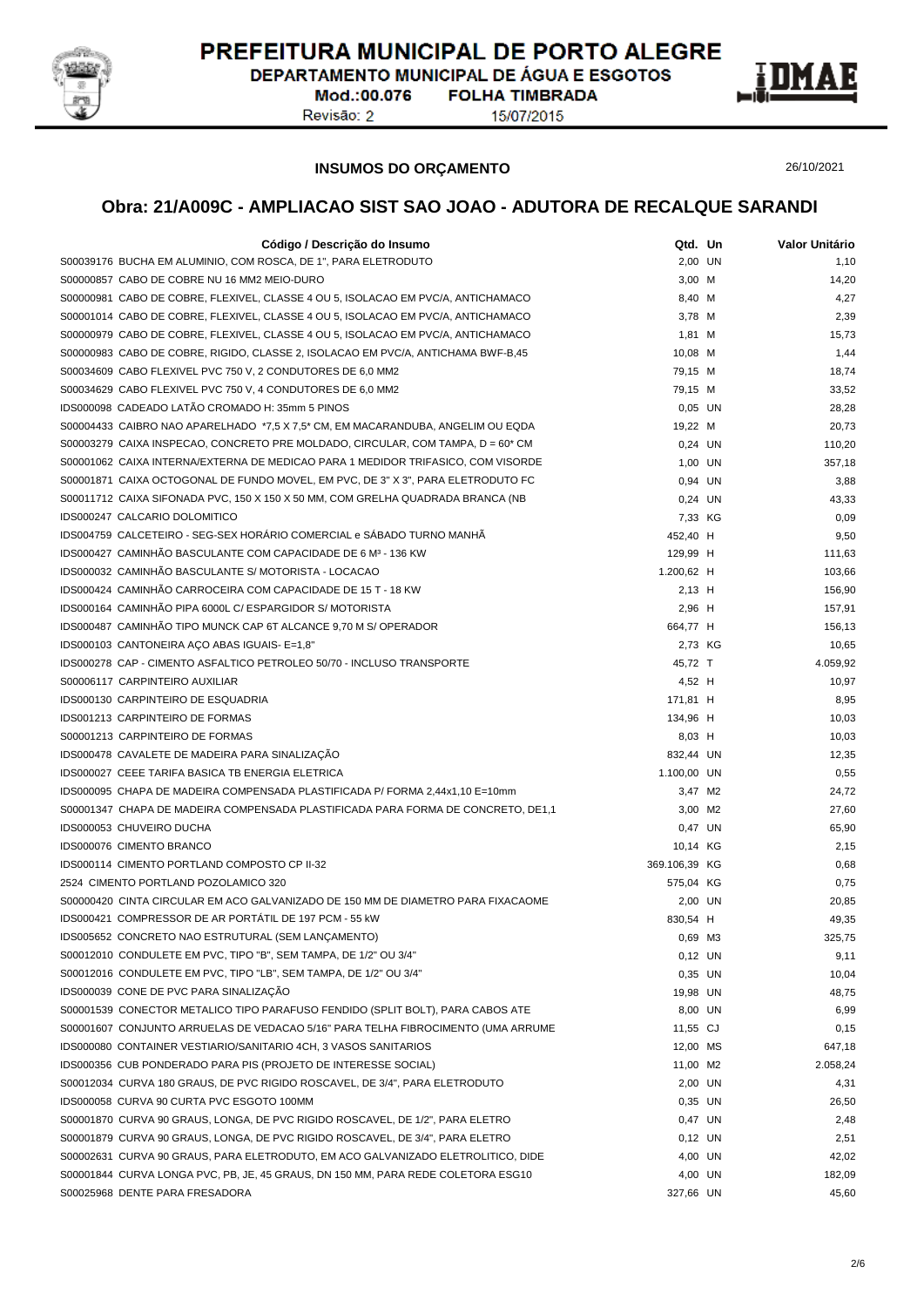# PREFEITURA MUNICIPAL DE PORTO ALEGRE

DEPARTAMENTO MUNICIPAL DE ÁGUA E ESGOTOS

Mod.:00.076 FOLHA TIMBRADA

Revisão: 2 15/07/2015

DMAE

**INSUMOS DO ORÇAMENTO** 26/10/2021

## Obra: 21/A009C - AMPLIACAO SIST SAO JOAO - ADUTORA DE RECALQUE SARANDI

| Código / Descrição do Insumo | Qtd. | Un | Valor Unitário |
|---|---|---|---|
| S00039176 BUCHA EM ALUMINIO, COM ROSCA, DE 1", PARA ELETRODUTO | 2,00 | UN | 1,10 |
| S00000857 CABO DE COBRE NU 16 MM2 MEIO-DURO | 3,00 | M | 14,20 |
| S00000981 CABO DE COBRE, FLEXIVEL, CLASSE 4 OU 5, ISOLACAO EM PVC/A, ANTICHAMACO | 8,40 | M | 4,27 |
| S00001014 CABO DE COBRE, FLEXIVEL, CLASSE 4 OU 5, ISOLACAO EM PVC/A, ANTICHAMACO | 3,78 | M | 2,39 |
| S00000979 CABO DE COBRE, FLEXIVEL, CLASSE 4 OU 5, ISOLACAO EM PVC/A, ANTICHAMACO | 1,81 | M | 15,73 |
| S00000983 CABO DE COBRE, RIGIDO, CLASSE 2, ISOLACAO EM PVC/A, ANTICHAMA BWF-B,45 | 10,08 | M | 1,44 |
| S00034609 CABO FLEXIVEL PVC 750 V, 2 CONDUTORES DE 6,0 MM2 | 79,15 | M | 18,74 |
| S00034629 CABO FLEXIVEL PVC 750 V, 4 CONDUTORES DE 6,0 MM2 | 79,15 | M | 33,52 |
| IDS000098 CADEADO LATÃO CROMADO H: 35mm 5 PINOS | 0,05 | UN | 28,28 |
| S00004433 CAIBRO NAO APARELHADO *7,5 X 7,5* CM, EM MACARANDUBA, ANGELIM OU EQDA | 19,22 | M | 20,73 |
| S00003279 CAIXA INSPECAO, CONCRETO PRE MOLDADO, CIRCULAR, COM TAMPA, D = 60* CM | 0,24 | UN | 110,20 |
| S00001062 CAIXA INTERNA/EXTERNA DE MEDICAO PARA 1 MEDIDOR TRIFASICO, COM VISORDE | 1,00 | UN | 357,18 |
| S00001871 CAIXA OCTOGONAL DE FUNDO MOVEL, EM PVC, DE 3" X 3", PARA ELETRODUTO FC | 0,94 | UN | 3,88 |
| S00011712 CAIXA SIFONADA PVC, 150 X 150 X 50 MM, COM GRELHA QUADRADA BRANCA (NB | 0,24 | UN | 43,33 |
| IDS000247 CALCARIO DOLOMITICO | 7,33 | KG | 0,09 |
| IDS004759 CALCETEIRO - SEG-SEX HORÁRIO COMERCIAL e SÁBADO TURNO MANHÃ | 452,40 | H | 9,50 |
| IDS000427 CAMINHÃO BASCULANTE COM CAPACIDADE DE 6 M³ - 136 KW | 129,99 | H | 111,63 |
| IDS000032 CAMINHÃO BASCULANTE S/ MOTORISTA - LOCACAO | 1.200,62 | H | 103,66 |
| IDS000424 CAMINHÃO CARROCEIRA COM CAPACIDADE DE 15 T - 18 KW | 2,13 | H | 156,90 |
| IDS000164 CAMINHÃO PIPA 6000L C/ ESPARGIDOR S/ MOTORISTA | 2,96 | H | 157,91 |
| IDS000487 CAMINHÃO TIPO MUNCK CAP 6T ALCANCE 9,70 M S/ OPERADOR | 664,77 | H | 156,13 |
| IDS000103 CANTONEIRA AÇO ABAS IGUAIS- E=1,8" | 2,73 | KG | 10,65 |
| IDS000278 CAP - CIMENTO ASFALTICO PETROLEO 50/70 - INCLUSO TRANSPORTE | 45,72 | T | 4.059,92 |
| S00006117 CARPINTEIRO AUXILIAR | 4,52 | H | 10,97 |
| IDS000130 CARPINTEIRO DE ESQUADRIA | 171,81 | H | 8,95 |
| IDS001213 CARPINTEIRO DE FORMAS | 134,96 | H | 10,03 |
| S00001213 CARPINTEIRO DE FORMAS | 8,03 | H | 10,03 |
| IDS000478 CAVALETE DE MADEIRA PARA SINALIZAÇÃO | 832,44 | UN | 12,35 |
| IDS000027 CEEE TARIFA BASICA TB ENERGIA ELETRICA | 1.100,00 | UN | 0,55 |
| IDS000095 CHAPA DE MADEIRA COMPENSADA PLASTIFICADA P/ FORMA 2,44x1,10 E=10mm | 3,47 | M2 | 24,72 |
| S00001347 CHAPA DE MADEIRA COMPENSADA PLASTIFICADA PARA FORMA DE CONCRETO, DE1,1 | 3,00 | M2 | 27,60 |
| IDS000053 CHUVEIRO DUCHA | 0,47 | UN | 65,90 |
| IDS000076 CIMENTO BRANCO | 10,14 | KG | 2,15 |
| IDS000114 CIMENTO PORTLAND COMPOSTO CP II-32 | 369.106,39 | KG | 0,68 |
| 2524 CIMENTO PORTLAND POZOLAMICO 320 | 575,04 | KG | 0,75 |
| S00000420 CINTA CIRCULAR EM ACO GALVANIZADO DE 150 MM DE DIAMETRO PARA FIXACAOME | 2,00 | UN | 20,85 |
| IDS000421 COMPRESSOR DE AR PORTÁTIL DE 197 PCM - 55 kW | 830,54 | H | 49,35 |
| IDS005652 CONCRETO NAO ESTRUTURAL (SEM LANÇAMENTO) | 0,69 | M3 | 325,75 |
| S00012010 CONDULETE EM PVC, TIPO "B", SEM TAMPA, DE 1/2" OU 3/4" | 0,12 | UN | 9,11 |
| S00012016 CONDULETE EM PVC, TIPO "LB", SEM TAMPA, DE 1/2" OU 3/4" | 0,35 | UN | 10,04 |
| IDS000039 CONE DE PVC PARA SINALIZAÇÃO | 19,98 | UN | 48,75 |
| S00001539 CONECTOR METALICO TIPO PARAFUSO FENDIDO (SPLIT BOLT), PARA CABOS ATE | 8,00 | UN | 6,99 |
| S00001607 CONJUNTO ARRUELAS DE VEDACAO 5/16" PARA TELHA FIBROCIMENTO (UMA ARRUME | 11,55 | CJ | 0,15 |
| IDS000080 CONTAINER VESTIARIO/SANITARIO 4CH, 3 VASOS SANITARIOS | 12,00 | MS | 647,18 |
| IDS000356 CUB PONDERADO PARA PIS (PROJETO DE INTERESSE SOCIAL) | 11,00 | M2 | 2.058,24 |
| S00012034 CURVA 180 GRAUS, DE PVC RIGIDO ROSCAVEL, DE 3/4", PARA ELETRODUTO | 2,00 | UN | 4,31 |
| IDS000058 CURVA 90 CURTA PVC ESGOTO 100MM | 0,35 | UN | 26,50 |
| S00001870 CURVA 90 GRAUS, LONGA, DE PVC RIGIDO ROSCAVEL, DE 1/2", PARA ELETRO | 0,47 | UN | 2,48 |
| S00001879 CURVA 90 GRAUS, LONGA, DE PVC RIGIDO ROSCAVEL, DE 3/4", PARA ELETRO | 0,12 | UN | 2,51 |
| S00002631 CURVA 90 GRAUS, PARA ELETRODUTO, EM ACO GALVANIZADO ELETROLITICO, DIDE | 4,00 | UN | 42,02 |
| S00001844 CURVA LONGA PVC, PB, JE, 45 GRAUS, DN 150 MM, PARA REDE COLETORA ESG10 | 4,00 | UN | 182,09 |
| S00025968 DENTE PARA FRESADORA | 327,66 | UN | 45,60 |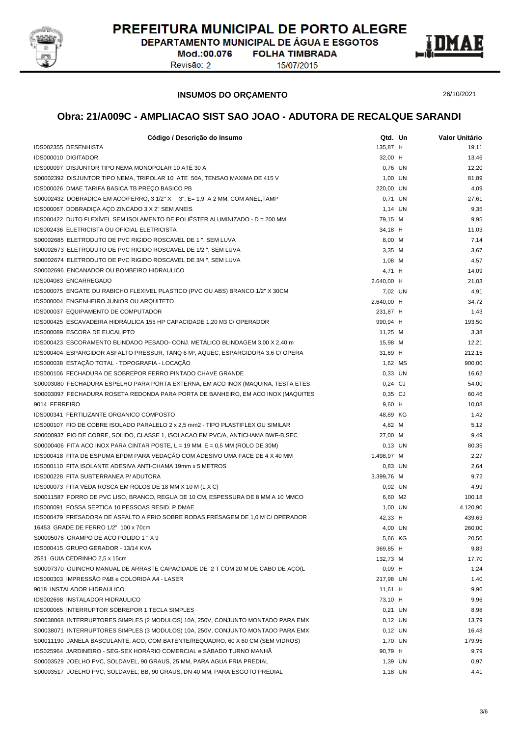# PREFEITURA MUNICIPAL DE PORTO ALEGRE

DEPARTAMENTO MUNICIPAL DE ÁGUA E ESGOTOS

Mod.:00.076 FOLHA TIMBRADA

Revisão: 2 15/07/2015

**INSUMOS DO ORÇAMENTO**

26/10/2021

## Obra: 21/A009C - AMPLIACAO SIST SAO JOAO - ADUTORA DE RECALQUE SARANDI

| Código / Descrição do Insumo | Qtd. | Un | Valor Unitário |
|---|---|---|---|
| IDS002355 DESENHISTA | 135,87 | H | 19,11 |
| IDS000010 DIGITADOR | 32,00 | H | 13,46 |
| IDS000097 DISJUNTOR TIPO NEMA MONOPOLAR 10 ATÉ 30 A | 0,76 | UN | 12,20 |
| S00002392 DISJUNTOR TIPO NEMA, TRIPOLAR 10 ATE 50A, TENSAO MAXIMA DE 415 V | 1,00 | UN | 81,89 |
| IDS000026 DMAE TARIFA BASICA TB PREÇO BASICO PB | 220,00 | UN | 4,09 |
| S00002432 DOBRADICA EM ACO/FERRO, 3 1/2" X 3", E= 1,9 A 2 MM, COM ANEL,TAMP | 0,71 | UN | 27,61 |
| IDS000067 DOBRADIÇA AÇO ZINCADO 3 X 2" SEM ANEIS | 1,14 | UN | 9,35 |
| IDS000422 DUTO FLEXÍVEL SEM ISOLAMENTO DE POLIÉSTER ALUMINIZADO - D = 200 MM | 79,15 | M | 9,95 |
| IDS002436 ELETRICISTA OU OFICIAL ELETRICISTA | 34,18 | H | 11,03 |
| S00002685 ELETRODUTO DE PVC RIGIDO ROSCAVEL DE 1 ", SEM LUVA | 8,00 | M | 7,14 |
| S00002673 ELETRODUTO DE PVC RIGIDO ROSCAVEL DE 1/2 ", SEM LUVA | 3,35 | M | 3,67 |
| S00002674 ELETRODUTO DE PVC RIGIDO ROSCAVEL DE 3/4 ", SEM LUVA | 1,08 | M | 4,57 |
| S00002696 ENCANADOR OU BOMBEIRO HIDRAULICO | 4,71 | H | 14,09 |
| IDS004083 ENCARREGADO | 2.640,00 | H | 21,03 |
| IDS000075 ENGATE OU RABICHO FLEXIVEL PLASTICO (PVC OU ABS) BRANCO 1/2" X 30CM | 7,02 | UN | 4,91 |
| IDS000004 ENGENHEIRO JUNIOR OU ARQUITETO | 2.640,00 | H | 34,72 |
| IDS000037 EQUIPAMENTO DE COMPUTADOR | 231,87 | H | 1,43 |
| IDS000425 ESCAVADEIRA HIDRÁULICA 155 HP CAPACIDADE 1,20 M3 C/ OPERADOR | 990,94 | H | 193,50 |
| IDS000089 ESCORA DE EUCALIPTO | 11,25 | M | 3,38 |
| IDS000423 ESCORAMENTO BLINDADO PESADO- CONJ. METÁLICO BLINDAGEM 3,00 X 2,40 m | 15,98 | M | 12,21 |
| IDS000404 ESPARGIDOR ASFALTO PRESSUR, TANQ 6 M³, AQUEC, ESPARGIDORA 3,6 C/ OPERA | 31,69 | H | 212,15 |
| IDS000038 ESTAÇÃO TOTAL - TOPOGRAFIA - LOCAÇÃO | 1,62 | MS | 900,00 |
| IDS000106 FECHADURA DE SOBREPOR FERRO PINTADO CHAVE GRANDE | 0,33 | UN | 16,62 |
| S00003080 FECHADURA ESPELHO PARA PORTA EXTERNA, EM ACO INOX (MAQUINA, TESTA ETES | 0,24 | CJ | 54,00 |
| S00003097 FECHADURA ROSETA REDONDA PARA PORTA DE BANHEIRO, EM ACO INOX (MAQUITES | 0,35 | CJ | 60,46 |
| 9014 FERREIRO | 9,60 | H | 10,08 |
| IDS000341 FERTILIZANTE ORGANICO COMPOSTO | 48,89 | KG | 1,42 |
| IDS000107 FIO DE COBRE ISOLADO PARALELO 2 x 2,5 mm2 - TIPO PLASTIFLEX OU SIMILAR | 4,82 | M | 5,12 |
| S00000937 FIO DE COBRE, SOLIDO, CLASSE 1, ISOLACAO EM PVC/A, ANTICHAMA BWF-B,SEC | 27,00 | M | 9,49 |
| S00000406 FITA ACO INOX PARA CINTAR POSTE, L = 19 MM, E = 0,5 MM (ROLO DE 30M) | 0,13 | UN | 80,35 |
| IDS000418 FITA DE ESPUMA EPDM PARA VEDAÇÃO COM ADESIVO UMA FACE DE 4 X 40 MM | 1.498,97 | M | 2,27 |
| IDS000110 FITA ISOLANTE ADESIVA ANTI-CHAMA 19mm x 5 METROS | 0,83 | UN | 2,64 |
| IDS000228 FITA SUBTERRANEA P/ ADUTORA | 3.399,76 | M | 9,72 |
| IDS000073 FITA VEDA ROSCA EM ROLOS DE 18 MM X 10 M (L X C) | 0,92 | UN | 4,99 |
| S00011587 FORRO DE PVC LISO, BRANCO, REGUA DE 10 CM, ESPESSURA DE 8 MM A 10 MMCO | 6,60 | M2 | 100,18 |
| IDS000091 FOSSA SEPTICA 10 PESSOAS RESID. P.DMAE | 1,00 | UN | 4.120,90 |
| IDS000479 FRESADORA DE ASFALTO A FRIO SOBRE RODAS FRESAGEM DE 1,0 M C/ OPERADOR | 42,33 | H | 439,63 |
| 16453 GRADE DE FERRO 1/2" 100 x 70cm | 4,00 | UN | 260,00 |
| S00005076 GRAMPO DE ACO POLIDO 1 " X 9 | 5,66 | KG | 20,50 |
| IDS000415 GRUPO GERADOR - 13/14 KVA | 369,85 | H | 9,83 |
| 2581 GUIA CEDRINHO 2,5 x 15cm | 132,73 | M | 17,70 |
| S00007370 GUINCHO MANUAL DE ARRASTE CAPACIDADE DE 2 T COM 20 M DE CABO DE AÇO(L | 0,09 | H | 1,24 |
| IDS000303 IMPRESSÃO P&B e COLORIDA A4 - LASER | 217,98 | UN | 1,40 |
| 9018 INSTALADOR HIDRAULICO | 11,61 | H | 9,96 |
| IDS002698 INSTALADOR HIDRAULICO | 73,10 | H | 9,96 |
| IDS000065 INTERRUPTOR SOBREPOR 1 TECLA SIMPLES | 0,21 | UN | 8,98 |
| S00038068 INTERRUPTORES SIMPLES (2 MODULOS) 10A, 250V, CONJUNTO MONTADO PARA EMX | 0,12 | UN | 13,79 |
| S00038071 INTERRUPTORES SIMPLES (3 MODULOS) 10A, 250V, CONJUNTO MONTADO PARA EMX | 0,12 | UN | 16,48 |
| S00011190 JANELA BASCULANTE, ACO, COM BATENTE/REQUADRO, 60 X 60 CM (SEM VIDROS) | 1,70 | UN | 179,95 |
| IDS025964 JARDINEIRO - SEG-SEX HORÁRIO COMERCIAL e SÁBADO TURNO MANHÃ | 90,79 | H | 9,79 |
| S00003529 JOELHO PVC, SOLDAVEL, 90 GRAUS, 25 MM, PARA AGUA FRIA PREDIAL | 1,39 | UN | 0,97 |
| S00003517 JOELHO PVC, SOLDAVEL, BB, 90 GRAUS, DN 40 MM, PARA ESGOTO PREDIAL | 1,18 | UN | 4,41 |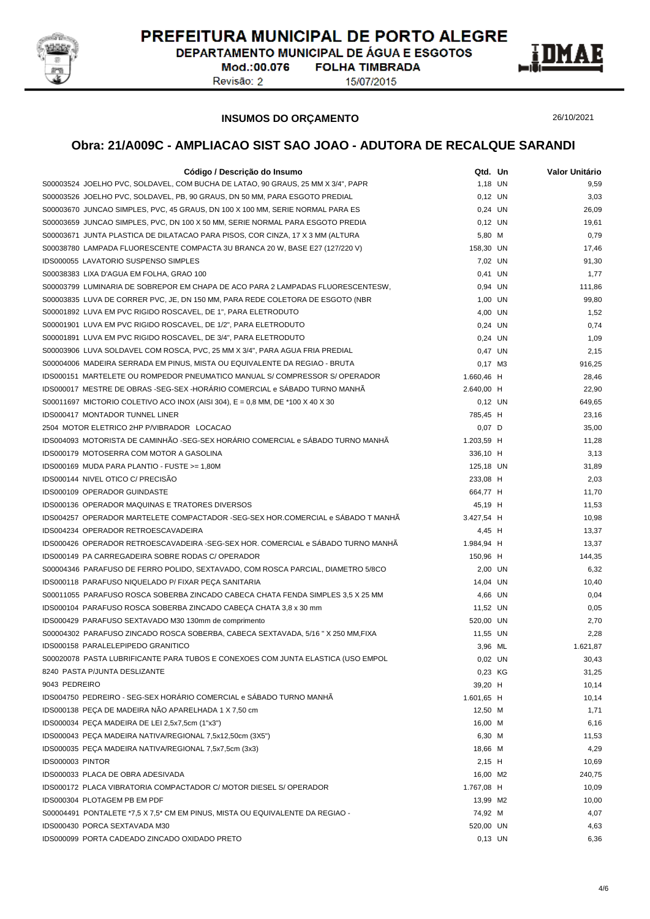# PREFEITURA MUNICIPAL DE PORTO ALEGRE

DEPARTAMENTO MUNICIPAL DE ÁGUA E ESGOTOS

Mod.:00.076 FOLHA TIMBRADA

Revisão: 2 15/07/2015

**INSUMOS DO ORÇAMENTO**

26/10/2021

## Obra: 21/A009C - AMPLIACAO SIST SAO JOAO - ADUTORA DE RECALQUE SARANDI

| Código / Descrição do Insumo | Qtd. | Un | Valor Unitário |
|---|---|---|---|
| S00003524 JOELHO PVC, SOLDAVEL, COM BUCHA DE LATAO, 90 GRAUS, 25 MM X 3/4", PAPR | 1,18 | UN | 9,59 |
| S00003526 JOELHO PVC, SOLDAVEL, PB, 90 GRAUS, DN 50 MM, PARA ESGOTO PREDIAL | 0,12 | UN | 3,03 |
| S00003670 JUNCAO SIMPLES, PVC, 45 GRAUS, DN 100 X 100 MM, SERIE NORMAL PARA ES | 0,24 | UN | 26,09 |
| S00003659 JUNCAO SIMPLES, PVC, DN 100 X 50 MM, SERIE NORMAL PARA ESGOTO PREDIA | 0,12 | UN | 19,61 |
| S00003671 JUNTA PLASTICA DE DILATACAO PARA PISOS, COR CINZA, 17 X 3 MM (ALTURA | 5,80 | M | 0,79 |
| S00038780 LAMPADA FLUORESCENTE COMPACTA 3U BRANCA 20 W, BASE E27 (127/220 V) | 158,30 | UN | 17,46 |
| IDS000055 LAVATORIO SUSPENSO SIMPLES | 7,02 | UN | 91,30 |
| S00038383 LIXA D'AGUA EM FOLHA, GRAO 100 | 0,41 | UN | 1,77 |
| S00003799 LUMINARIA DE SOBREPOR EM CHAPA DE ACO PARA 2 LAMPADAS FLUORESCENTESW, | 0,94 | UN | 111,86 |
| S00003835 LUVA DE CORRER PVC, JE, DN 150 MM, PARA REDE COLETORA DE ESGOTO (NBR | 1,00 | UN | 99,80 |
| S00001892 LUVA EM PVC RIGIDO ROSCAVEL, DE 1", PARA ELETRODUTO | 4,00 | UN | 1,52 |
| S00001901 LUVA EM PVC RIGIDO ROSCAVEL, DE 1/2", PARA ELETRODUTO | 0,24 | UN | 0,74 |
| S00001891 LUVA EM PVC RIGIDO ROSCAVEL, DE 3/4", PARA ELETRODUTO | 0,24 | UN | 1,09 |
| S00003906 LUVA SOLDAVEL COM ROSCA, PVC, 25 MM X 3/4", PARA AGUA FRIA PREDIAL | 0,47 | UN | 2,15 |
| S00004006 MADEIRA SERRADA EM PINUS, MISTA OU EQUIVALENTE DA REGIAO - BRUTA | 0,17 | M3 | 916,25 |
| IDS000151 MARTELETE OU ROMPEDOR PNEUMATICO MANUAL S/ COMPRESSOR S/ OPERADOR | 1.660,46 | H | 28,46 |
| IDS000017 MESTRE DE OBRAS -SEG-SEX -HORÁRIO COMERCIAL e SÁBADO TURNO MANHÃ | 2.640,00 | H | 22,90 |
| S00011697 MICTORIO COLETIVO ACO INOX (AISI 304), E = 0,8 MM, DE *100 X 40 X 30 | 0,12 | UN | 649,65 |
| IDS000417 MONTADOR TUNNEL LINER | 785,45 | H | 23,16 |
| 2504 MOTOR ELETRICO 2HP P/VIBRADOR LOCACAO | 0,07 | D | 35,00 |
| IDS004093 MOTORISTA DE CAMINHÃO -SEG-SEX HORÁRIO COMERCIAL e SÁBADO TURNO MANHÃ | 1.203,59 | H | 11,28 |
| IDS000179 MOTOSERRA COM MOTOR A GASOLINA | 336,10 | H | 3,13 |
| IDS000169 MUDA PARA PLANTIO - FUSTE >= 1,80M | 125,18 | UN | 31,89 |
| IDS000144 NIVEL OTICO C/ PRECISÃO | 233,08 | H | 2,03 |
| IDS000109 OPERADOR GUINDASTE | 664,77 | H | 11,70 |
| IDS000136 OPERADOR MAQUINAS E TRATORES DIVERSOS | 45,19 | H | 11,53 |
| IDS004257 OPERADOR MARTELETE COMPACTADOR -SEG-SEX HOR.COMERCIAL e SÁBADO T MANHÃ | 3.427,54 | H | 10,98 |
| IDS004234 OPERADOR RETROESCAVADEIRA | 4,45 | H | 13,37 |
| IDS000426 OPERADOR RETROESCAVADEIRA -SEG-SEX HOR. COMERCIAL e SÁBADO TURNO MANHÃ | 1.984,94 | H | 13,37 |
| IDS000149 PA CARREGADEIRA SOBRE RODAS C/ OPERADOR | 150,96 | H | 144,35 |
| S00004346 PARAFUSO DE FERRO POLIDO, SEXTAVADO, COM ROSCA PARCIAL, DIAMETRO 5/8CO | 2,00 | UN | 6,32 |
| IDS000118 PARAFUSO NIQUELADO P/ FIXAR PEÇA SANITARIA | 14,04 | UN | 10,40 |
| S00011055 PARAFUSO ROSCA SOBERBA ZINCADO CABECA CHATA FENDA SIMPLES 3,5 X 25 MM | 4,66 | UN | 0,04 |
| IDS000104 PARAFUSO ROSCA SOBERBA ZINCADO CABEÇA CHATA 3,8 x 30 mm | 11,52 | UN | 0,05 |
| IDS000429 PARAFUSO SEXTAVADO M30 130mm de comprimento | 520,00 | UN | 2,70 |
| S00004302 PARAFUSO ZINCADO ROSCA SOBERBA, CABECA SEXTAVADA, 5/16 " X 250 MM,FIXA | 11,55 | UN | 2,28 |
| IDS000158 PARALELEPIPEDO GRANITICO | 3,96 | ML | 1.621,87 |
| S00020078 PASTA LUBRIFICANTE PARA TUBOS E CONEXOES COM JUNTA ELASTICA (USO EMPOL | 0,02 | UN | 30,43 |
| 8240 PASTA P/JUNTA DESLIZANTE | 0,23 | KG | 31,25 |
| 9043 PEDREIRO | 39,20 | H | 10,14 |
| IDS004750 PEDREIRO - SEG-SEX HORÁRIO COMERCIAL e SÁBADO TURNO MANHÃ | 1.601,65 | H | 10,14 |
| IDS000138 PEÇA DE MADEIRA NÃO APARELHADA 1 X 7,50 cm | 12,50 | M | 1,71 |
| IDS000034 PEÇA MADEIRA DE LEI 2,5x7,5cm (1"x3") | 16,00 | M | 6,16 |
| IDS000043 PEÇA MADEIRA NATIVA/REGIONAL 7,5x12,50cm (3X5") | 6,30 | M | 11,53 |
| IDS000035 PEÇA MADEIRA NATIVA/REGIONAL 7,5x7,5cm (3x3) | 18,66 | M | 4,29 |
| IDS000003 PINTOR | 2,15 | H | 10,69 |
| IDS000033 PLACA DE OBRA ADESIVADA | 16,00 | M2 | 240,75 |
| IDS000172 PLACA VIBRATORIA COMPACTADOR C/ MOTOR DIESEL S/ OPERADOR | 1.767,08 | H | 10,09 |
| IDS000304 PLOTAGEM PB EM PDF | 13,99 | M2 | 10,00 |
| S00004491 PONTALETE *7,5 X 7,5* CM EM PINUS, MISTA OU EQUIVALENTE DA REGIAO - | 74,92 | M | 4,07 |
| IDS000430 PORCA SEXTAVADA M30 | 520,00 | UN | 4,63 |
| IDS000099 PORTA CADEADO ZINCADO OXIDADO PRETO | 0,13 | UN | 6,36 |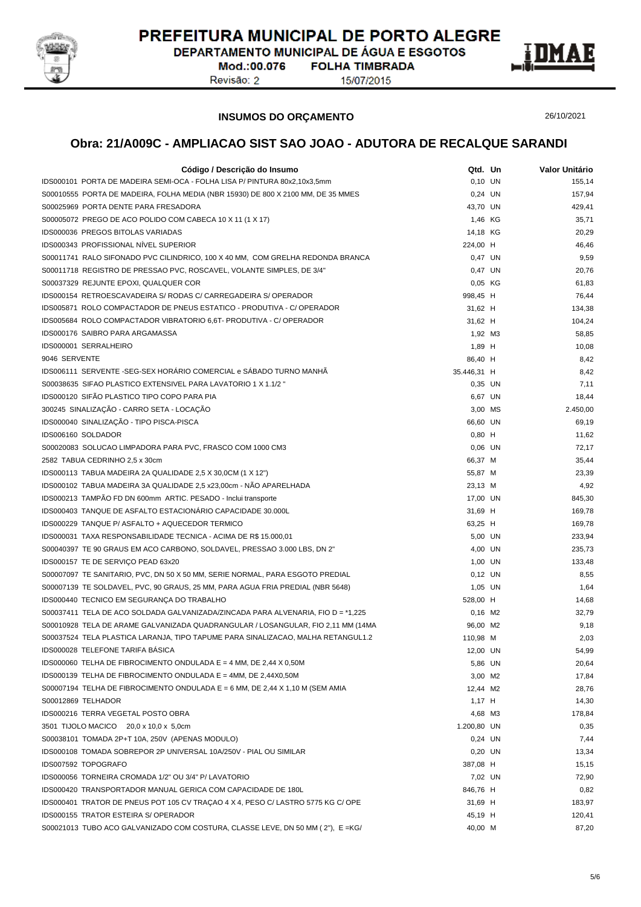PREFEITURA MUNICIPAL DE PORTO ALEGRE
DEPARTAMENTO MUNICIPAL DE ÁGUA E ESGOTOS
Mod.:00.076 FOLHA TIMBRADA
Revisão: 2 15/07/2015

**INSUMOS DO ORÇAMENTO** 26/10/2021

## Obra: 21/A009C - AMPLIACAO SIST SAO JOAO - ADUTORA DE RECALQUE SARANDI

| Código / Descrição do Insumo | Qtd. | Un | Valor Unitário |
|---|---|---|---|
| IDS000101 PORTA DE MADEIRA SEMI-OCA - FOLHA LISA P/ PINTURA 80x2,10x3,5mm | 0,10 | UN | 155,14 |
| S00010555 PORTA DE MADEIRA, FOLHA MEDIA (NBR 15930) DE 800 X 2100 MM, DE 35 MMES | 0,24 | UN | 157,94 |
| S00025969 PORTA DENTE PARA FRESADORA | 43,70 | UN | 429,41 |
| S00005072 PREGO DE ACO POLIDO COM CABECA 10 X 11 (1 X 17) | 1,46 | KG | 35,71 |
| IDS000036 PREGOS BITOLAS VARIADAS | 14,18 | KG | 20,29 |
| IDS000343 PROFISSIONAL NÍVEL SUPERIOR | 224,00 | H | 46,46 |
| S00011741 RALO SIFONADO PVC CILINDRICO, 100 X 40 MM, COM GRELHA REDONDA BRANCA | 0,47 | UN | 9,59 |
| S00011718 REGISTRO DE PRESSAO PVC, ROSCAVEL, VOLANTE SIMPLES, DE 3/4" | 0,47 | UN | 20,76 |
| S00037329 REJUNTE EPOXI, QUALQUER COR | 0,05 | KG | 61,83 |
| IDS000154 RETROESCAVADEIRA S/ RODAS C/ CARREGADEIRA S/ OPERADOR | 998,45 | H | 76,44 |
| IDS005871 ROLO COMPACTADOR DE PNEUS ESTATICO - PRODUTIVA - C/ OPERADOR | 31,62 | H | 134,38 |
| IDS005684 ROLO COMPACTADOR VIBRATORIO 6,6T- PRODUTIVA - C/ OPERADOR | 31,62 | H | 104,24 |
| IDS000176 SAIBRO PARA ARGAMASSA | 1,92 | M3 | 58,85 |
| IDS000001 SERRALHEIRO | 1,89 | H | 10,08 |
| 9046 SERVENTE | 86,40 | H | 8,42 |
| IDS006111 SERVENTE -SEG-SEX HORÁRIO COMERCIAL e SÁBADO TURNO MANHÃ | 35.446,31 | H | 8,42 |
| S00038635 SIFAO PLASTICO EXTENSIVEL PARA LAVATORIO 1 X 1.1/2 " | 0,35 | UN | 7,11 |
| IDS000120 SIFÃO PLASTICO TIPO COPO PARA PIA | 6,67 | UN | 18,44 |
| 300245 SINALIZAÇÃO - CARRO SETA - LOCAÇÃO | 3,00 | MS | 2.450,00 |
| IDS000040 SINALIZAÇÃO - TIPO PISCA-PISCA | 66,60 | UN | 69,19 |
| IDS006160 SOLDADOR | 0,80 | H | 11,62 |
| S00020083 SOLUCAO LIMPADORA PARA PVC, FRASCO COM 1000 CM3 | 0,06 | UN | 72,17 |
| 2582 TABUA CEDRINHO 2,5 x 30cm | 66,37 | M | 35,44 |
| IDS000113 TABUA MADEIRA 2A QUALIDADE 2,5 X 30,0CM (1 X 12") | 55,87 | M | 23,39 |
| IDS000102 TABUA MADEIRA 3A QUALIDADE 2,5 x23,00cm - NÃO APARELHADA | 23,13 | M | 4,92 |
| IDS000213 TAMPÃO FD DN 600mm ARTIC. PESADO - Inclui transporte | 17,00 | UN | 845,30 |
| IDS000403 TANQUE DE ASFALTO ESTACIONÁRIO CAPACIDADE 30.000L | 31,69 | H | 169,78 |
| IDS000229 TANQUE P/ ASFALTO + AQUECEDOR TERMICO | 63,25 | H | 169,78 |
| IDS000031 TAXA RESPONSABILIDADE TECNICA - ACIMA DE R$ 15.000,01 | 5,00 | UN | 233,94 |
| S00040397 TE 90 GRAUS EM ACO CARBONO, SOLDAVEL, PRESSAO 3.000 LBS, DN 2" | 4,00 | UN | 235,73 |
| IDS000157 TE DE SERVIÇO PEAD 63x20 | 1,00 | UN | 133,48 |
| S00007097 TE SANITARIO, PVC, DN 50 X 50 MM, SERIE NORMAL, PARA ESGOTO PREDIAL | 0,12 | UN | 8,55 |
| S00007139 TE SOLDAVEL, PVC, 90 GRAUS, 25 MM, PARA AGUA FRIA PREDIAL (NBR 5648) | 1,05 | UN | 1,64 |
| IDS000440 TECNICO EM SEGURANÇA DO TRABALHO | 528,00 | H | 14,68 |
| S00037411 TELA DE ACO SOLDADA GALVANIZADA/ZINCADA PARA ALVENARIA, FIO D = *1,225 | 0,16 | M2 | 32,79 |
| S00010928 TELA DE ARAME GALVANIZADA QUADRANGULAR / LOSANGULAR, FIO 2,11 MM (14MA | 96,00 | M2 | 9,18 |
| S00037524 TELA PLASTICA LARANJA, TIPO TAPUME PARA SINALIZACAO, MALHA RETANGUL1.2 | 110,98 | M | 2,03 |
| IDS000028 TELEFONE TARIFA BÁSICA | 12,00 | UN | 54,99 |
| IDS000060 TELHA DE FIBROCIMENTO ONDULADA E = 4 MM, DE 2,44 X 0,50M | 5,86 | UN | 20,64 |
| IDS000139 TELHA DE FIBROCIMENTO ONDULADA E = 4MM, DE 2,44X0,50M | 3,00 | M2 | 17,84 |
| S00007194 TELHA DE FIBROCIMENTO ONDULADA E = 6 MM, DE 2,44 X 1,10 M (SEM AMIA | 12,44 | M2 | 28,76 |
| S00012869 TELHADOR | 1,17 | H | 14,30 |
| IDS000216 TERRA VEGETAL POSTO OBRA | 4,68 | M3 | 178,84 |
| 3501 TIJOLO MACICO 20,0 x 10,0 x 5,0cm | 1.200,80 | UN | 0,35 |
| S00038101 TOMADA 2P+T 10A, 250V (APENAS MODULO) | 0,24 | UN | 7,44 |
| IDS000108 TOMADA SOBREPOR 2P UNIVERSAL 10A/250V - PIAL OU SIMILAR | 0,20 | UN | 13,34 |
| IDS007592 TOPOGRAFO | 387,08 | H | 15,15 |
| IDS000056 TORNEIRA CROMADA 1/2" OU 3/4" P/ LAVATORIO | 7,02 | UN | 72,90 |
| IDS000420 TRANSPORTADOR MANUAL GERICA COM CAPACIDADE DE 180L | 846,76 | H | 0,82 |
| IDS000401 TRATOR DE PNEUS POT 105 CV TRAÇAO 4 X 4, PESO C/ LASTRO 5775 KG C/ OPE | 31,69 | H | 183,97 |
| IDS000155 TRATOR ESTEIRA S/ OPERADOR | 45,19 | H | 120,41 |
| S00021013 TUBO ACO GALVANIZADO COM COSTURA, CLASSE LEVE, DN 50 MM ( 2"), E =KG/ | 40,00 | M | 87,20 |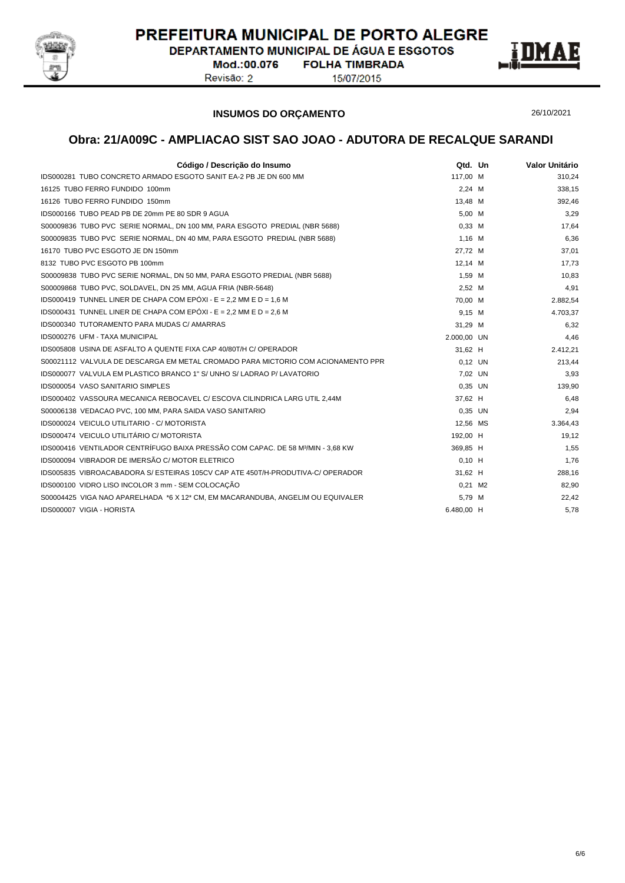PREFEITURA MUNICIPAL DE PORTO ALEGRE
DEPARTAMENTO MUNICIPAL DE ÁGUA E ESGOTOS
Mod.:00.076 FOLHA TIMBRADA
Revisão: 2 15/07/2015

**INSUMOS DO ORÇAMENTO**

26/10/2021

## Obra: 21/A009C - AMPLIACAO SIST SAO JOAO - ADUTORA DE RECALQUE SARANDI

| Código / Descrição do Insumo | Qtd. | Un | Valor Unitário |
|---|---|---|---|
| IDS000281 TUBO CONCRETO ARMADO ESGOTO SANIT EA-2 PB JE DN 600 MM | 117,00 | M | 310,24 |
| 16125 TUBO FERRO FUNDIDO 100mm | 2,24 | M | 338,15 |
| 16126 TUBO FERRO FUNDIDO 150mm | 13,48 | M | 392,46 |
| IDS000166 TUBO PEAD PB DE 20mm PE 80 SDR 9 AGUA | 5,00 | M | 3,29 |
| S00009836 TUBO PVC SERIE NORMAL, DN 100 MM, PARA ESGOTO PREDIAL (NBR 5688) | 0,33 | M | 17,64 |
| S00009835 TUBO PVC SERIE NORMAL, DN 40 MM, PARA ESGOTO PREDIAL (NBR 5688) | 1,16 | M | 6,36 |
| 16170 TUBO PVC ESGOTO JE DN 150mm | 27,72 | M | 37,01 |
| 8132 TUBO PVC ESGOTO PB 100mm | 12,14 | M | 17,73 |
| S00009838 TUBO PVC SERIE NORMAL, DN 50 MM, PARA ESGOTO PREDIAL (NBR 5688) | 1,59 | M | 10,83 |
| S00009868 TUBO PVC, SOLDAVEL, DN 25 MM, AGUA FRIA (NBR-5648) | 2,52 | M | 4,91 |
| IDS000419 TUNNEL LINER DE CHAPA COM EPÓXI - E = 2,2 MM E D = 1,6 M | 70,00 | M | 2.882,54 |
| IDS000431 TUNNEL LINER DE CHAPA COM EPÓXI - E = 2,2 MM E D = 2,6 M | 9,15 | M | 4.703,37 |
| IDS000340 TUTORAMENTO PARA MUDAS C/ AMARRAS | 31,29 | M | 6,32 |
| IDS000276 UFM - TAXA MUNICIPAL | 2.000,00 | UN | 4,46 |
| IDS005808 USINA DE ASFALTO A QUENTE FIXA CAP 40/80T/H C/ OPERADOR | 31,62 | H | 2.412,21 |
| S00021112 VALVULA DE DESCARGA EM METAL CROMADO PARA MICTORIO COM ACIONAMENTO PPR | 0,12 | UN | 213,44 |
| IDS000077 VALVULA EM PLASTICO BRANCO 1" S/ UNHO S/ LADRAO P/ LAVATORIO | 7,02 | UN | 3,93 |
| IDS000054 VASO SANITARIO SIMPLES | 0,35 | UN | 139,90 |
| IDS000402 VASSOURA MECANICA REBOCAVEL C/ ESCOVA CILINDRICA LARG UTIL 2,44M | 37,62 | H | 6,48 |
| S00006138 VEDACAO PVC, 100 MM, PARA SAIDA VASO SANITARIO | 0,35 | UN | 2,94 |
| IDS000024 VEICULO UTILITARIO - C/ MOTORISTA | 12,56 | MS | 3.364,43 |
| IDS000474 VEICULO UTILITÁRIO C/ MOTORISTA | 192,00 | H | 19,12 |
| IDS000416 VENTILADOR CENTRÍFUGO BAIXA PRESSÃO COM CAPAC. DE 58 M³/MIN - 3,68 KW | 369,85 | H | 1,55 |
| IDS000094 VIBRADOR DE IMERSÃO C/ MOTOR ELETRICO | 0,10 | H | 1,76 |
| IDS005835 VIBROACABADORA S/ ESTEIRAS 105CV CAP ATE 450T/H-PRODUTIVA-C/ OPERADOR | 31,62 | H | 288,16 |
| IDS000100 VIDRO LISO INCOLOR 3 mm - SEM COLOCAÇÃO | 0,21 | M2 | 82,90 |
| S00004425 VIGA NAO APARELHADA *6 X 12* CM, EM MACARANDUBA, ANGELIM OU EQUIVALER | 5,79 | M | 22,42 |
| IDS000007 VIGIA - HORISTA | 6.480,00 | H | 5,78 |